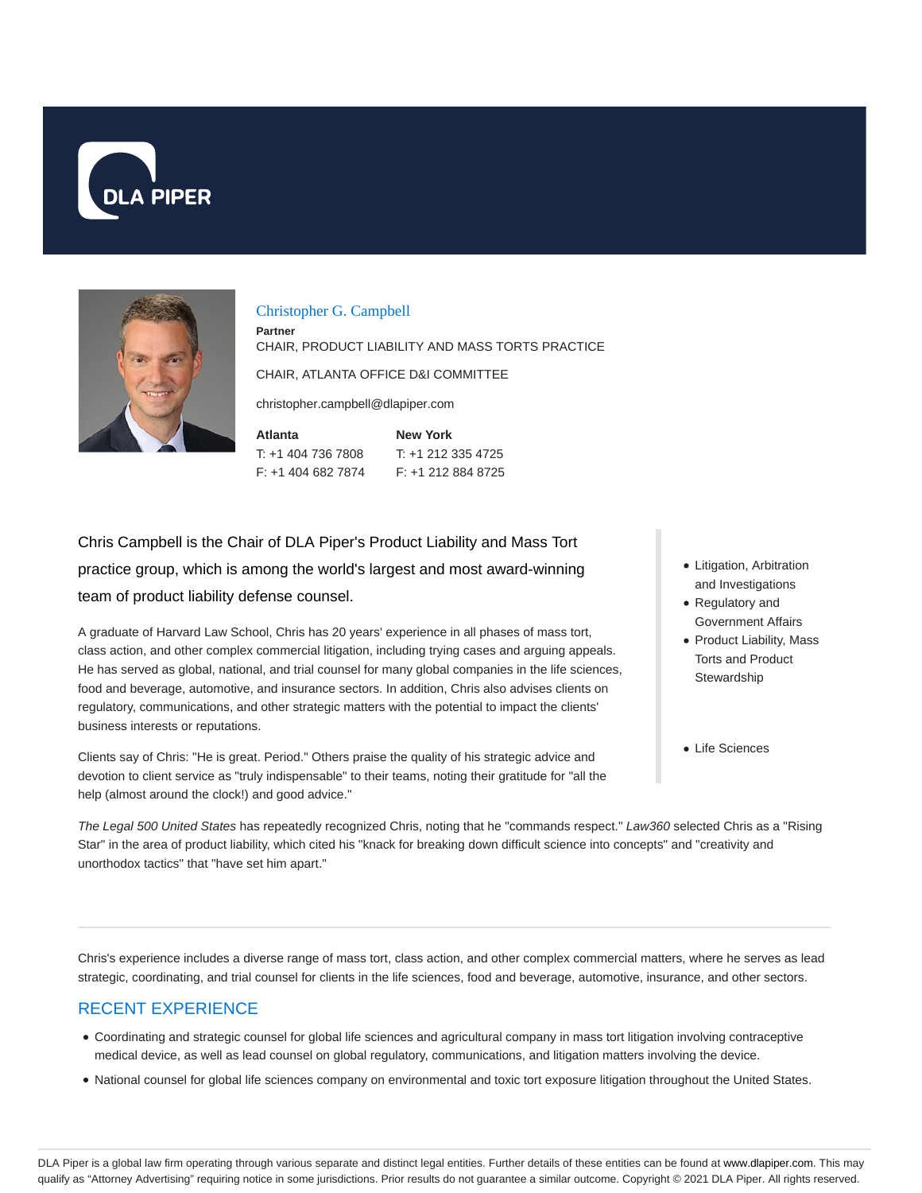DLA PIPER

# Christopher G. Campbell

**Partner**

CHAIR, PRODUCT LIABILITY AND MASS TORTS PRACTICE

CHAIR, ATLANTA OFFICE D&I COMMITTEE

christopher.campbell@dlapiper.com

**Atlanta**
T: +1 404 736 7808
F: +1 404 682 7874

**New York**
T: +1 212 335 4725
F: +1 212 884 8725

- Litigation, Arbitration and Investigations
- Regulatory and Government Affairs
- Product Liability, Mass Torts and Product Stewardship

- Life Sciences

Chris Campbell is the Chair of DLA Piper's Product Liability and Mass Tort practice group, which is among the world's largest and most award-winning team of product liability defense counsel.

A graduate of Harvard Law School, Chris has 20 years' experience in all phases of mass tort, class action, and other complex commercial litigation, including trying cases and arguing appeals. He has served as global, national, and trial counsel for many global companies in the life sciences, food and beverage, automotive, and insurance sectors. In addition, Chris also advises clients on regulatory, communications, and other strategic matters with the potential to impact the clients' business interests or reputations.

Clients say of Chris: "He is great. Period." Others praise the quality of his strategic advice and devotion to client service as "truly indispensable" to their teams, noting their gratitude for "all the help (almost around the clock!) and good advice."

*The Legal 500 United States* has repeatedly recognized Chris, noting that he "commands respect." *Law360* selected Chris as a "Rising Star" in the area of product liability, which cited his "knack for breaking down difficult science into concepts" and "creativity and unorthodox tactics" that "have set him apart."

---

Chris's experience includes a diverse range of mass tort, class action, and other complex commercial matters, where he serves as lead strategic, coordinating, and trial counsel for clients in the life sciences, food and beverage, automotive, insurance, and other sectors.

## RECENT EXPERIENCE

- Coordinating and strategic counsel for global life sciences and agricultural company in mass tort litigation involving contraceptive medical device, as well as lead counsel on global regulatory, communications, and litigation matters involving the device.
- National counsel for global life sciences company on environmental and toxic tort exposure litigation throughout the United States.

DLA Piper is a global law firm operating through various separate and distinct legal entities. Further details of these entities can be found at www.dlapiper.com. This may qualify as "Attorney Advertising" requiring notice in some jurisdictions. Prior results do not guarantee a similar outcome. Copyright © 2021 DLA Piper. All rights reserved.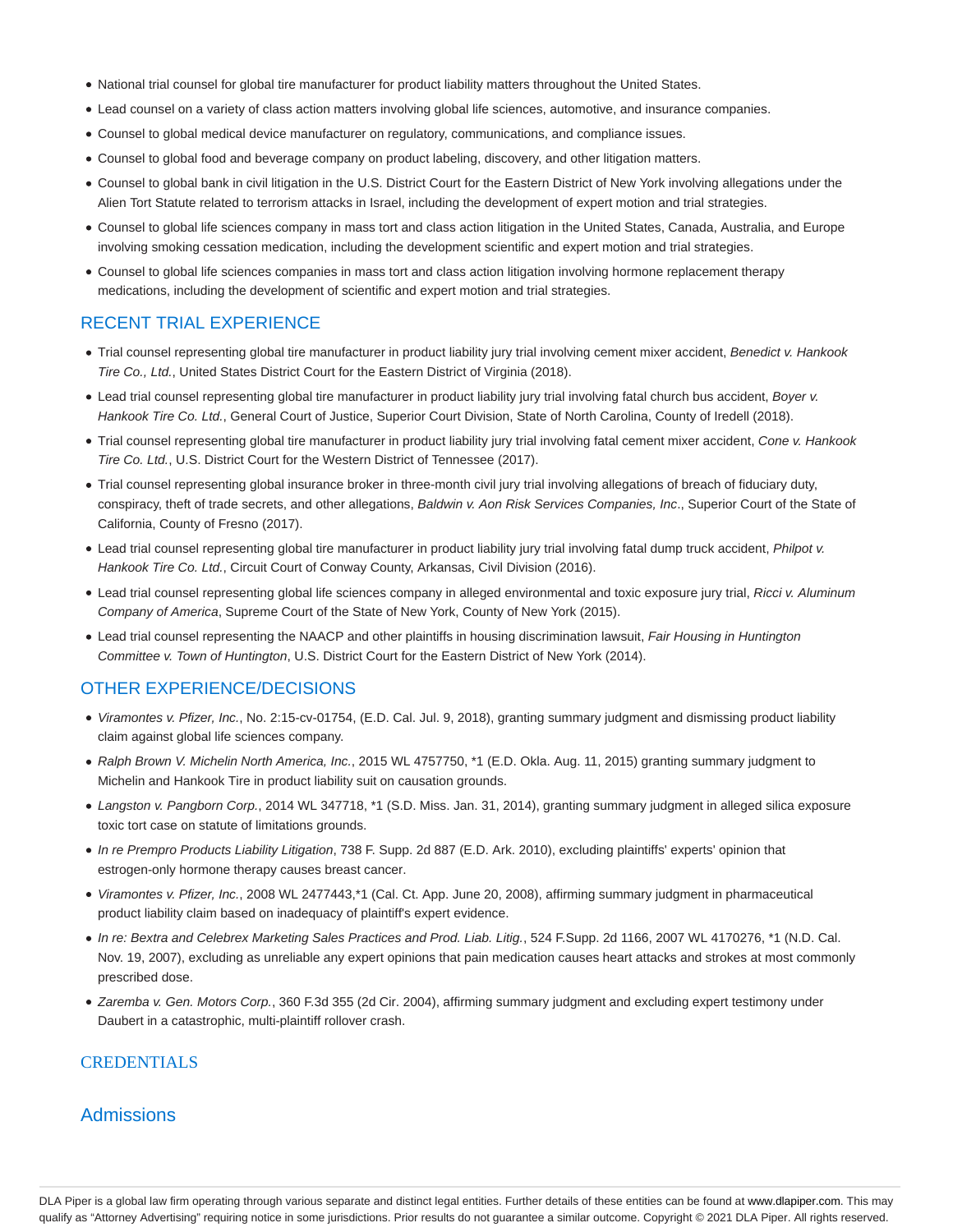- National trial counsel for global tire manufacturer for product liability matters throughout the United States.
- Lead counsel on a variety of class action matters involving global life sciences, automotive, and insurance companies.
- Counsel to global medical device manufacturer on regulatory, communications, and compliance issues.
- Counsel to global food and beverage company on product labeling, discovery, and other litigation matters.
- Counsel to global bank in civil litigation in the U.S. District Court for the Eastern District of New York involving allegations under the Alien Tort Statute related to terrorism attacks in Israel, including the development of expert motion and trial strategies.
- Counsel to global life sciences company in mass tort and class action litigation in the United States, Canada, Australia, and Europe involving smoking cessation medication, including the development scientific and expert motion and trial strategies.
- Counsel to global life sciences companies in mass tort and class action litigation involving hormone replacement therapy medications, including the development of scientific and expert motion and trial strategies.

## RECENT TRIAL EXPERIENCE

- Trial counsel representing global tire manufacturer in product liability jury trial involving cement mixer accident, *Benedict v. Hankook Tire Co., Ltd.*, United States District Court for the Eastern District of Virginia (2018).
- Lead trial counsel representing global tire manufacturer in product liability jury trial involving fatal church bus accident, *Boyer v. Hankook Tire Co. Ltd.*, General Court of Justice, Superior Court Division, State of North Carolina, County of Iredell (2018).
- Trial counsel representing global tire manufacturer in product liability jury trial involving fatal cement mixer accident, *Cone v. Hankook Tire Co. Ltd.*, U.S. District Court for the Western District of Tennessee (2017).
- Trial counsel representing global insurance broker in three-month civil jury trial involving allegations of breach of fiduciary duty, conspiracy, theft of trade secrets, and other allegations, *Baldwin v. Aon Risk Services Companies, Inc*., Superior Court of the State of California, County of Fresno (2017).
- Lead trial counsel representing global tire manufacturer in product liability jury trial involving fatal dump truck accident, *Philpot v. Hankook Tire Co. Ltd.*, Circuit Court of Conway County, Arkansas, Civil Division (2016).
- Lead trial counsel representing global life sciences company in alleged environmental and toxic exposure jury trial, *Ricci v. Aluminum Company of America*, Supreme Court of the State of New York, County of New York (2015).
- Lead trial counsel representing the NAACP and other plaintiffs in housing discrimination lawsuit, *Fair Housing in Huntington Committee v. Town of Huntington*, U.S. District Court for the Eastern District of New York (2014).

## OTHER EXPERIENCE/DECISIONS

- *Viramontes v. Pfizer, Inc.*, No. 2:15-cv-01754, (E.D. Cal. Jul. 9, 2018), granting summary judgment and dismissing product liability claim against global life sciences company.
- *Ralph Brown V. Michelin North America, Inc.*, 2015 WL 4757750, *1 (E.D. Okla. Aug. 11, 2015) granting summary judgment to Michelin and Hankook Tire in product liability suit on causation grounds.
- *Langston v. Pangborn Corp.*, 2014 WL 347718, *1 (S.D. Miss. Jan. 31, 2014), granting summary judgment in alleged silica exposure toxic tort case on statute of limitations grounds.
- *In re Prempro Products Liability Litigation*, 738 F. Supp. 2d 887 (E.D. Ark. 2010), excluding plaintiffs' experts' opinion that estrogen-only hormone therapy causes breast cancer.
- *Viramontes v. Pfizer, Inc.*, 2008 WL 2477443,*1 (Cal. Ct. App. June 20, 2008), affirming summary judgment in pharmaceutical product liability claim based on inadequacy of plaintiff's expert evidence.
- *In re: Bextra and Celebrex Marketing Sales Practices and Prod. Liab. Litig.*, 524 F.Supp. 2d 1166, 2007 WL 4170276, *1 (N.D. Cal. Nov. 19, 2007), excluding as unreliable any expert opinions that pain medication causes heart attacks and strokes at most commonly prescribed dose.
- *Zaremba v. Gen. Motors Corp.*, 360 F.3d 355 (2d Cir. 2004), affirming summary judgment and excluding expert testimony under Daubert in a catastrophic, multi-plaintiff rollover crash.

## CREDENTIALS

## Admissions

DLA Piper is a global law firm operating through various separate and distinct legal entities. Further details of these entities can be found at www.dlapiper.com. This may qualify as "Attorney Advertising" requiring notice in some jurisdictions. Prior results do not guarantee a similar outcome. Copyright © 2021 DLA Piper. All rights reserved.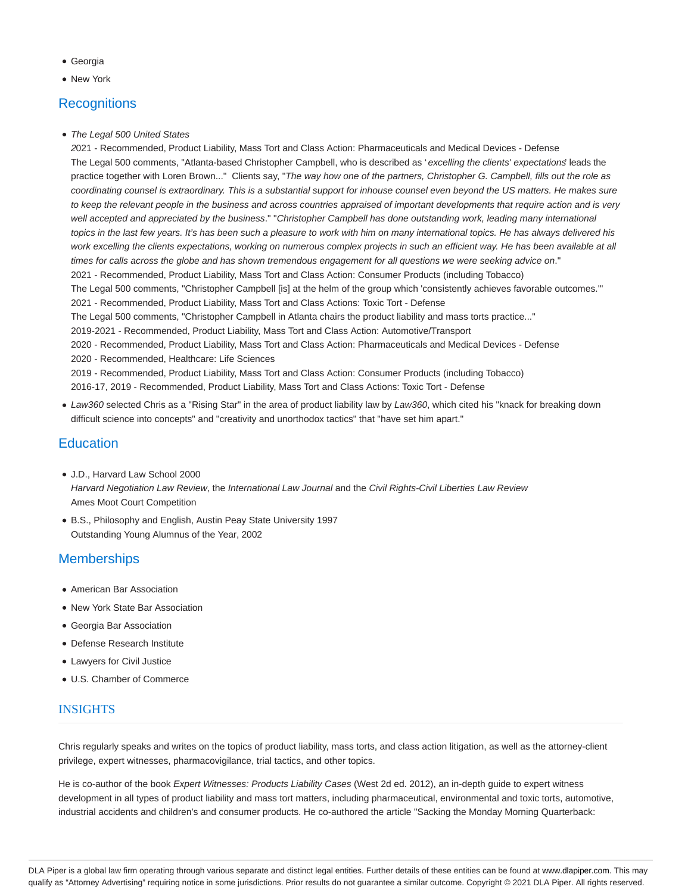- Georgia
- New York

## Recognitions

- *The Legal 500 United States*
  2021 - Recommended, Product Liability, Mass Tort and Class Action: Pharmaceuticals and Medical Devices - Defense
  The Legal 500 comments, "Atlanta-based Christopher Campbell, who is described as '*excelling the clients' expectations*' leads the practice together with Loren Brown..." Clients say, "*The way how one of the partners, Christopher G. Campbell, fills out the role as coordinating counsel is extraordinary. This is a substantial support for inhouse counsel even beyond the US matters. He makes sure to keep the relevant people in the business and across countries appraised of important developments that require action and is very well accepted and appreciated by the business*." "*Christopher Campbell has done outstanding work, leading many international topics in the last few years. It's has been such a pleasure to work with him on many international topics. He has always delivered his work excelling the clients expectations, working on numerous complex projects in such an efficient way. He has been available at all times for calls across the globe and has shown tremendous engagement for all questions we were seeking advice on*."
  2021 - Recommended, Product Liability, Mass Tort and Class Action: Consumer Products (including Tobacco)
  The Legal 500 comments, "Christopher Campbell [is] at the helm of the group which 'consistently achieves favorable outcomes.'"
  2021 - Recommended, Product Liability, Mass Tort and Class Actions: Toxic Tort - Defense
  The Legal 500 comments, "Christopher Campbell in Atlanta chairs the product liability and mass torts practice..."
  2019-2021 - Recommended, Product Liability, Mass Tort and Class Action: Automotive/Transport
  2020 - Recommended, Product Liability, Mass Tort and Class Action: Pharmaceuticals and Medical Devices - Defense
  2020 - Recommended, Healthcare: Life Sciences
  2019 - Recommended, Product Liability, Mass Tort and Class Action: Consumer Products (including Tobacco)
  2016-17, 2019 - Recommended, Product Liability, Mass Tort and Class Actions: Toxic Tort - Defense
- *Law360* selected Chris as a "Rising Star" in the area of product liability law by *Law360*, which cited his "knack for breaking down difficult science into concepts" and "creativity and unorthodox tactics" that "have set him apart."

## Education

- J.D., Harvard Law School 2000
  *Harvard Negotiation Law Review*, the *International Law Journal* and the *Civil Rights-Civil Liberties Law Review*
  Ames Moot Court Competition
- B.S., Philosophy and English, Austin Peay State University 1997
  Outstanding Young Alumnus of the Year, 2002

## Memberships

- American Bar Association
- New York State Bar Association
- Georgia Bar Association
- Defense Research Institute
- Lawyers for Civil Justice
- U.S. Chamber of Commerce

## INSIGHTS

Chris regularly speaks and writes on the topics of product liability, mass torts, and class action litigation, as well as the attorney-client privilege, expert witnesses, pharmacovigilance, trial tactics, and other topics.

He is co-author of the book *Expert Witnesses: Products Liability Cases* (West 2d ed. 2012), an in-depth guide to expert witness development in all types of product liability and mass tort matters, including pharmaceutical, environmental and toxic torts, automotive, industrial accidents and children's and consumer products. He co-authored the article "Sacking the Monday Morning Quarterback: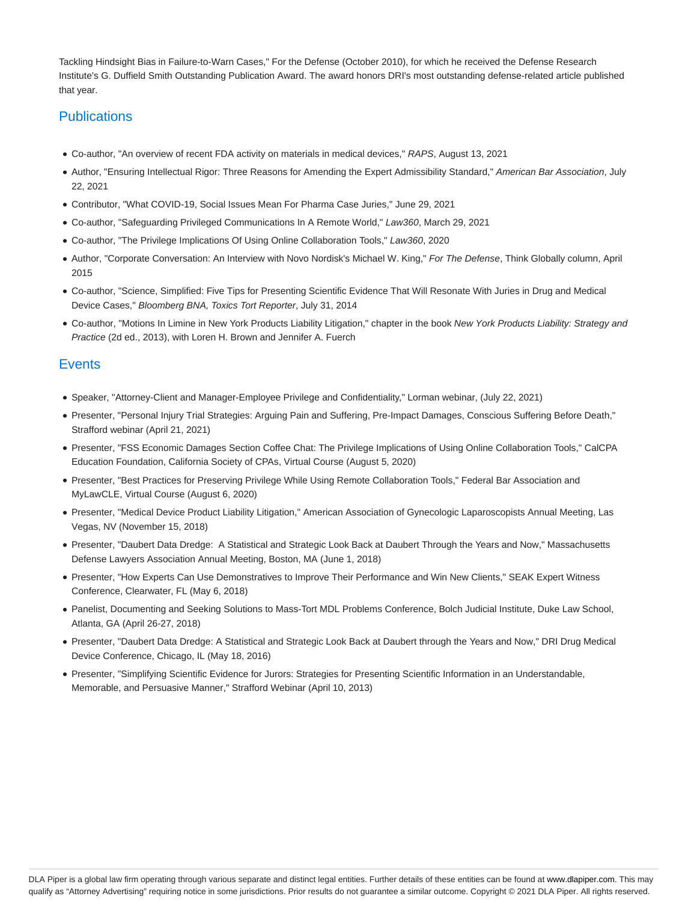Tackling Hindsight Bias in Failure-to-Warn Cases," For the Defense (October 2010), for which he received the Defense Research Institute's G. Duffield Smith Outstanding Publication Award. The award honors DRI's most outstanding defense-related article published that year.

## Publications

- Co-author, "An overview of recent FDA activity on materials in medical devices," *RAPS*, August 13, 2021
- Author, "Ensuring Intellectual Rigor: Three Reasons for Amending the Expert Admissibility Standard," *American Bar Association*, July 22, 2021
- Contributor, "What COVID-19, Social Issues Mean For Pharma Case Juries," June 29, 2021
- Co-author, "Safeguarding Privileged Communications In A Remote World," *Law360*, March 29, 2021
- Co-author, "The Privilege Implications Of Using Online Collaboration Tools," *Law360*, 2020
- Author, "Corporate Conversation: An Interview with Novo Nordisk's Michael W. King," *For The Defense*, Think Globally column, April 2015
- Co-author, "Science, Simplified: Five Tips for Presenting Scientific Evidence That Will Resonate With Juries in Drug and Medical Device Cases," *Bloomberg BNA, Toxics Tort Reporter*, July 31, 2014
- Co-author, "Motions In Limine in New York Products Liability Litigation," chapter in the book *New York Products Liability: Strategy and Practice* (2d ed., 2013), with Loren H. Brown and Jennifer A. Fuerch

## Events

- Speaker, "Attorney-Client and Manager-Employee Privilege and Confidentiality," Lorman webinar, (July 22, 2021)
- Presenter, "Personal Injury Trial Strategies: Arguing Pain and Suffering, Pre-Impact Damages, Conscious Suffering Before Death," Strafford webinar (April 21, 2021)
- Presenter, "FSS Economic Damages Section Coffee Chat: The Privilege Implications of Using Online Collaboration Tools," CalCPA Education Foundation, California Society of CPAs, Virtual Course (August 5, 2020)
- Presenter, "Best Practices for Preserving Privilege While Using Remote Collaboration Tools," Federal Bar Association and MyLawCLE, Virtual Course (August 6, 2020)
- Presenter, "Medical Device Product Liability Litigation," American Association of Gynecologic Laparoscopists Annual Meeting, Las Vegas, NV (November 15, 2018)
- Presenter, "Daubert Data Dredge: A Statistical and Strategic Look Back at Daubert Through the Years and Now," Massachusetts Defense Lawyers Association Annual Meeting, Boston, MA (June 1, 2018)
- Presenter, "How Experts Can Use Demonstratives to Improve Their Performance and Win New Clients," SEAK Expert Witness Conference, Clearwater, FL (May 6, 2018)
- Panelist, Documenting and Seeking Solutions to Mass-Tort MDL Problems Conference, Bolch Judicial Institute, Duke Law School, Atlanta, GA (April 26-27, 2018)
- Presenter, "Daubert Data Dredge: A Statistical and Strategic Look Back at Daubert through the Years and Now," DRI Drug Medical Device Conference, Chicago, IL (May 18, 2016)
- Presenter, "Simplifying Scientific Evidence for Jurors: Strategies for Presenting Scientific Information in an Understandable, Memorable, and Persuasive Manner," Strafford Webinar (April 10, 2013)

DLA Piper is a global law firm operating through various separate and distinct legal entities. Further details of these entities can be found at www.dlapiper.com. This may qualify as "Attorney Advertising" requiring notice in some jurisdictions. Prior results do not guarantee a similar outcome. Copyright © 2021 DLA Piper. All rights reserved.